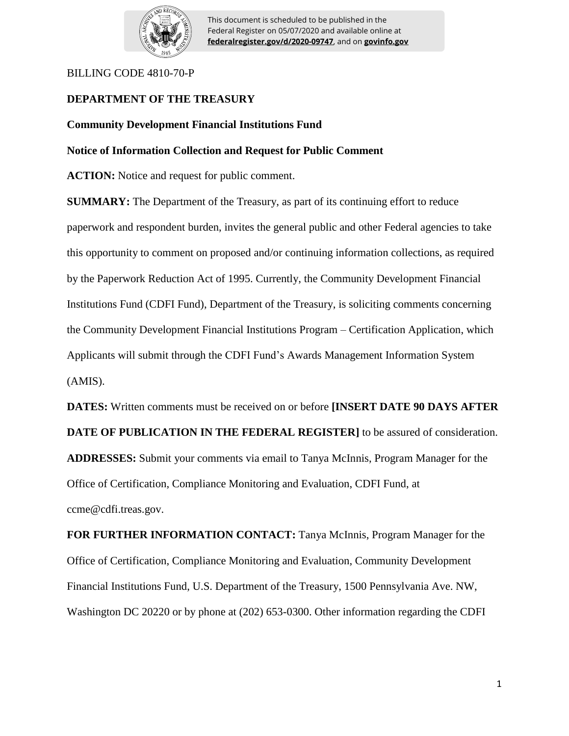This document is scheduled to be published in the Federal Register on 05/07/2020 and available online at **federalregister.gov/d/2020-09747**, and on **govinfo.gov**

BILLING CODE 4810-70-P

**DEPARTMENT OF THE TREASURY**

**Community Development Financial Institutions Fund**

**Notice of Information Collection and Request for Public Comment**

**ACTION:** Notice and request for public comment.

**SUMMARY:** The Department of the Treasury, as part of its continuing effort to reduce paperwork and respondent burden, invites the general public and other Federal agencies to take this opportunity to comment on proposed and/or continuing information collections, as required by the Paperwork Reduction Act of 1995. Currently, the Community Development Financial Institutions Fund (CDFI Fund), Department of the Treasury, is soliciting comments concerning the Community Development Financial Institutions Program – Certification Application, which Applicants will submit through the CDFI Fund's Awards Management Information System (AMIS).

**DATES:** Written comments must be received on or before **[INSERT DATE 90 DAYS AFTER DATE OF PUBLICATION IN THE FEDERAL REGISTER]** to be assured of consideration.

**ADDRESSES:** Submit your comments via email to Tanya McInnis, Program Manager for the Office of Certification, Compliance Monitoring and Evaluation, CDFI Fund, at ccme@cdfi.treas.gov.

**FOR FURTHER INFORMATION CONTACT:** Tanya McInnis, Program Manager for the Office of Certification, Compliance Monitoring and Evaluation, Community Development Financial Institutions Fund, U.S. Department of the Treasury, 1500 Pennsylvania Ave. NW, Washington DC 20220 or by phone at (202) 653-0300. Other information regarding the CDFI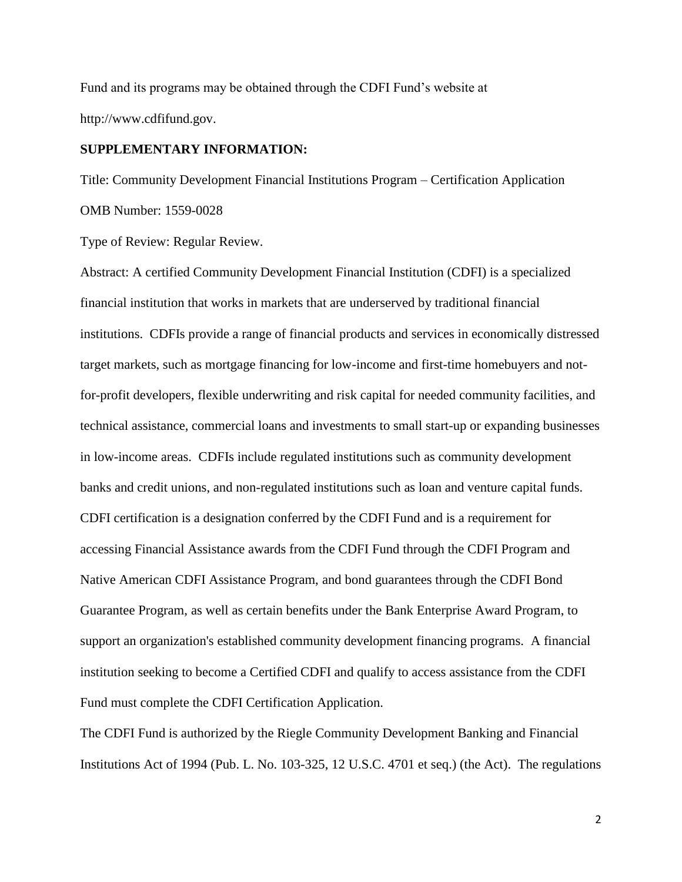Fund and its programs may be obtained through the CDFI Fund's website at http://www.cdfifund.gov.

**SUPPLEMENTARY INFORMATION:**

Title: Community Development Financial Institutions Program – Certification Application

OMB Number: 1559-0028

Type of Review: Regular Review.

Abstract: A certified Community Development Financial Institution (CDFI) is a specialized financial institution that works in markets that are underserved by traditional financial institutions. CDFIs provide a range of financial products and services in economically distressed target markets, such as mortgage financing for low-income and first-time homebuyers and not-for-profit developers, flexible underwriting and risk capital for needed community facilities, and technical assistance, commercial loans and investments to small start-up or expanding businesses in low-income areas. CDFIs include regulated institutions such as community development banks and credit unions, and non-regulated institutions such as loan and venture capital funds. CDFI certification is a designation conferred by the CDFI Fund and is a requirement for accessing Financial Assistance awards from the CDFI Fund through the CDFI Program and Native American CDFI Assistance Program, and bond guarantees through the CDFI Bond Guarantee Program, as well as certain benefits under the Bank Enterprise Award Program, to support an organization's established community development financing programs. A financial institution seeking to become a Certified CDFI and qualify to access assistance from the CDFI Fund must complete the CDFI Certification Application.

The CDFI Fund is authorized by the Riegle Community Development Banking and Financial Institutions Act of 1994 (Pub. L. No. 103-325, 12 U.S.C. 4701 et seq.) (the Act). The regulations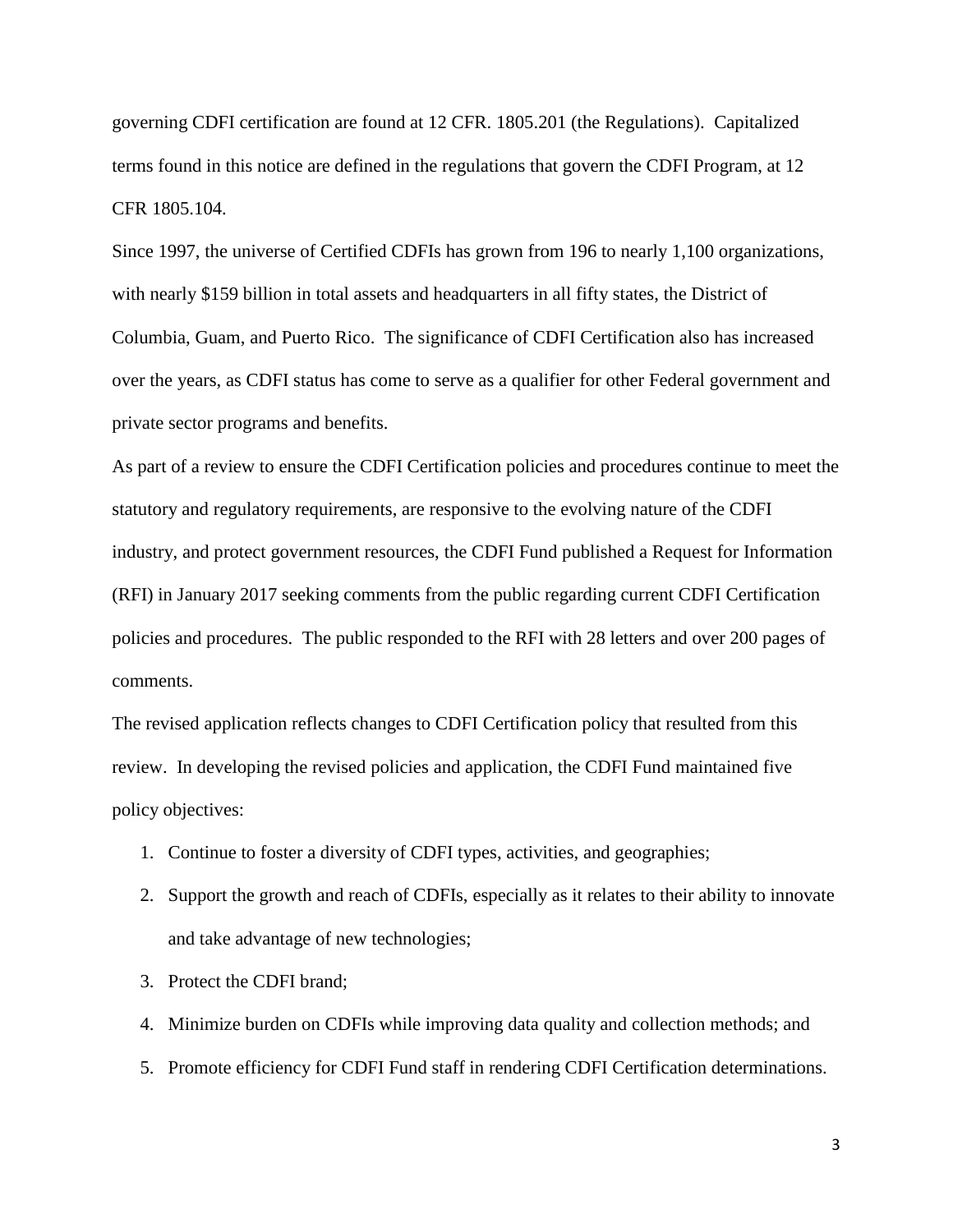governing CDFI certification are found at 12 CFR. 1805.201 (the Regulations). Capitalized terms found in this notice are defined in the regulations that govern the CDFI Program, at 12 CFR 1805.104.

Since 1997, the universe of Certified CDFIs has grown from 196 to nearly 1,100 organizations, with nearly $159 billion in total assets and headquarters in all fifty states, the District of Columbia, Guam, and Puerto Rico. The significance of CDFI Certification also has increased over the years, as CDFI status has come to serve as a qualifier for other Federal government and private sector programs and benefits.

As part of a review to ensure the CDFI Certification policies and procedures continue to meet the statutory and regulatory requirements, are responsive to the evolving nature of the CDFI industry, and protect government resources, the CDFI Fund published a Request for Information (RFI) in January 2017 seeking comments from the public regarding current CDFI Certification policies and procedures. The public responded to the RFI with 28 letters and over 200 pages of comments.

The revised application reflects changes to CDFI Certification policy that resulted from this review. In developing the revised policies and application, the CDFI Fund maintained five policy objectives:

1. Continue to foster a diversity of CDFI types, activities, and geographies;
2. Support the growth and reach of CDFIs, especially as it relates to their ability to innovate and take advantage of new technologies;
3. Protect the CDFI brand;
4. Minimize burden on CDFIs while improving data quality and collection methods; and
5. Promote efficiency for CDFI Fund staff in rendering CDFI Certification determinations.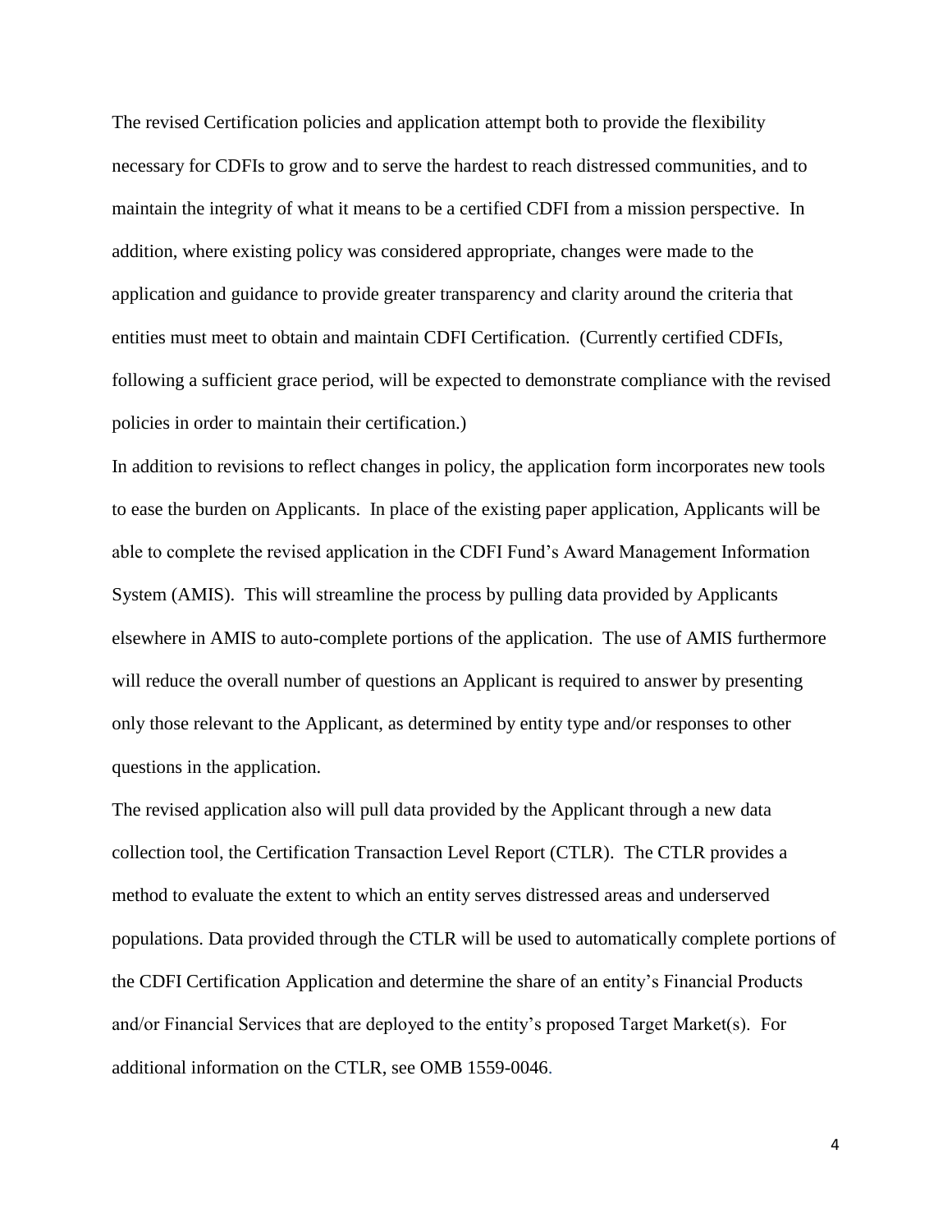The revised Certification policies and application attempt both to provide the flexibility necessary for CDFIs to grow and to serve the hardest to reach distressed communities, and to maintain the integrity of what it means to be a certified CDFI from a mission perspective. In addition, where existing policy was considered appropriate, changes were made to the application and guidance to provide greater transparency and clarity around the criteria that entities must meet to obtain and maintain CDFI Certification. (Currently certified CDFIs, following a sufficient grace period, will be expected to demonstrate compliance with the revised policies in order to maintain their certification.)

In addition to revisions to reflect changes in policy, the application form incorporates new tools to ease the burden on Applicants. In place of the existing paper application, Applicants will be able to complete the revised application in the CDFI Fund's Award Management Information System (AMIS). This will streamline the process by pulling data provided by Applicants elsewhere in AMIS to auto-complete portions of the application. The use of AMIS furthermore will reduce the overall number of questions an Applicant is required to answer by presenting only those relevant to the Applicant, as determined by entity type and/or responses to other questions in the application.

The revised application also will pull data provided by the Applicant through a new data collection tool, the Certification Transaction Level Report (CTLR). The CTLR provides a method to evaluate the extent to which an entity serves distressed areas and underserved populations. Data provided through the CTLR will be used to automatically complete portions of the CDFI Certification Application and determine the share of an entity's Financial Products and/or Financial Services that are deployed to the entity's proposed Target Market(s). For additional information on the CTLR, see OMB 1559-0046.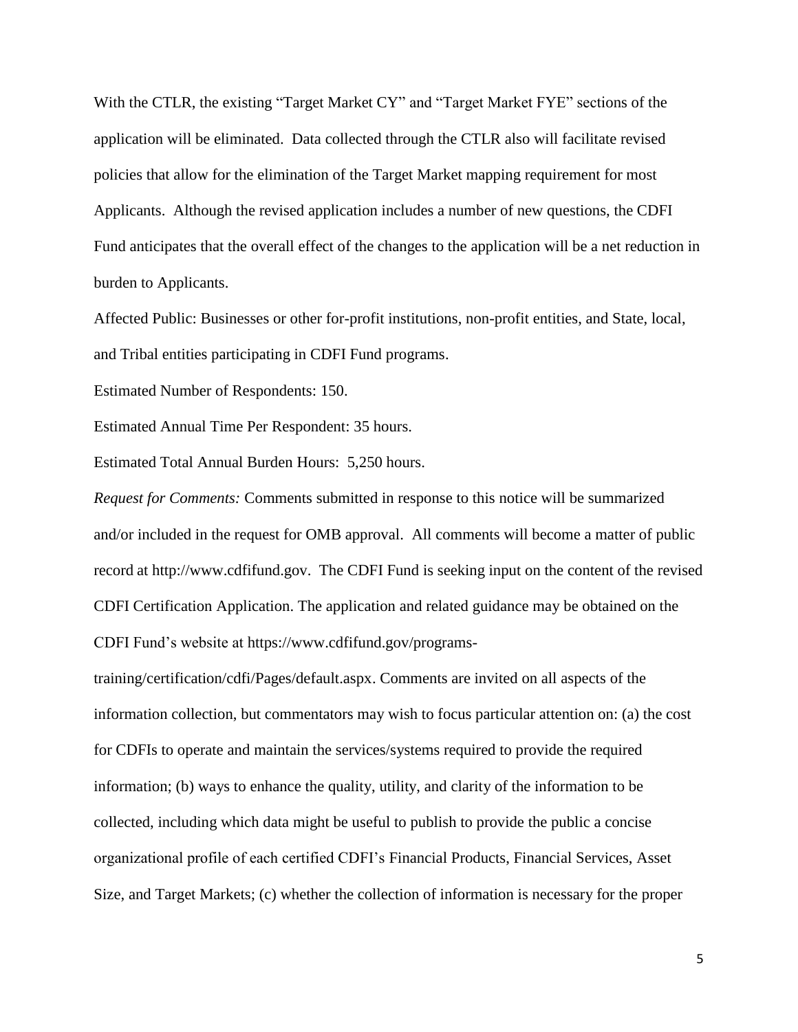With the CTLR, the existing "Target Market CY" and "Target Market FYE" sections of the application will be eliminated. Data collected through the CTLR also will facilitate revised policies that allow for the elimination of the Target Market mapping requirement for most Applicants. Although the revised application includes a number of new questions, the CDFI Fund anticipates that the overall effect of the changes to the application will be a net reduction in burden to Applicants.

Affected Public: Businesses or other for-profit institutions, non-profit entities, and State, local, and Tribal entities participating in CDFI Fund programs.

Estimated Number of Respondents: 150.

Estimated Annual Time Per Respondent: 35 hours.

Estimated Total Annual Burden Hours: 5,250 hours.

*Request for Comments:* Comments submitted in response to this notice will be summarized and/or included in the request for OMB approval. All comments will become a matter of public record at http://www.cdfifund.gov. The CDFI Fund is seeking input on the content of the revised CDFI Certification Application. The application and related guidance may be obtained on the CDFI Fund's website at https://www.cdfifund.gov/programs-training/certification/cdfi/Pages/default.aspx. Comments are invited on all aspects of the information collection, but commentators may wish to focus particular attention on: (a) the cost for CDFIs to operate and maintain the services/systems required to provide the required information; (b) ways to enhance the quality, utility, and clarity of the information to be collected, including which data might be useful to publish to provide the public a concise organizational profile of each certified CDFI's Financial Products, Financial Services, Asset Size, and Target Markets; (c) whether the collection of information is necessary for the proper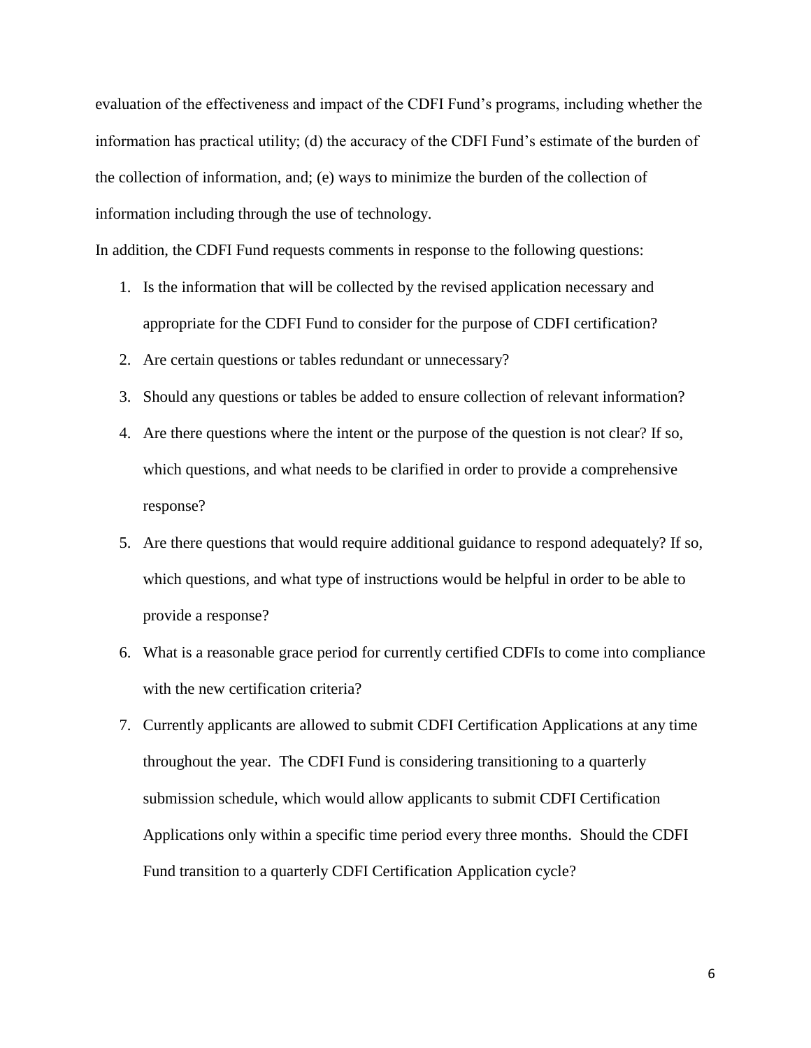evaluation of the effectiveness and impact of the CDFI Fund's programs, including whether the information has practical utility; (d) the accuracy of the CDFI Fund's estimate of the burden of the collection of information, and; (e) ways to minimize the burden of the collection of information including through the use of technology.

In addition, the CDFI Fund requests comments in response to the following questions:

1. Is the information that will be collected by the revised application necessary and appropriate for the CDFI Fund to consider for the purpose of CDFI certification?
2. Are certain questions or tables redundant or unnecessary?
3. Should any questions or tables be added to ensure collection of relevant information?
4. Are there questions where the intent or the purpose of the question is not clear? If so, which questions, and what needs to be clarified in order to provide a comprehensive response?
5. Are there questions that would require additional guidance to respond adequately? If so, which questions, and what type of instructions would be helpful in order to be able to provide a response?
6. What is a reasonable grace period for currently certified CDFIs to come into compliance with the new certification criteria?
7. Currently applicants are allowed to submit CDFI Certification Applications at any time throughout the year. The CDFI Fund is considering transitioning to a quarterly submission schedule, which would allow applicants to submit CDFI Certification Applications only within a specific time period every three months. Should the CDFI Fund transition to a quarterly CDFI Certification Application cycle?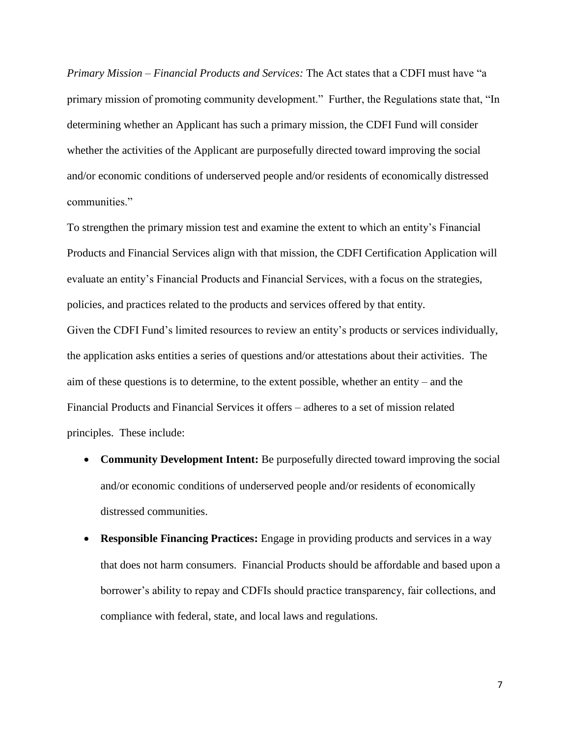*Primary Mission – Financial Products and Services:* The Act states that a CDFI must have "a primary mission of promoting community development." Further, the Regulations state that, "In determining whether an Applicant has such a primary mission, the CDFI Fund will consider whether the activities of the Applicant are purposefully directed toward improving the social and/or economic conditions of underserved people and/or residents of economically distressed communities."

To strengthen the primary mission test and examine the extent to which an entity's Financial Products and Financial Services align with that mission, the CDFI Certification Application will evaluate an entity's Financial Products and Financial Services, with a focus on the strategies, policies, and practices related to the products and services offered by that entity.

Given the CDFI Fund's limited resources to review an entity's products or services individually, the application asks entities a series of questions and/or attestations about their activities. The aim of these questions is to determine, to the extent possible, whether an entity – and the Financial Products and Financial Services it offers – adheres to a set of mission related principles. These include:

- **Community Development Intent:** Be purposefully directed toward improving the social and/or economic conditions of underserved people and/or residents of economically distressed communities.
- **Responsible Financing Practices:** Engage in providing products and services in a way that does not harm consumers. Financial Products should be affordable and based upon a borrower's ability to repay and CDFIs should practice transparency, fair collections, and compliance with federal, state, and local laws and regulations.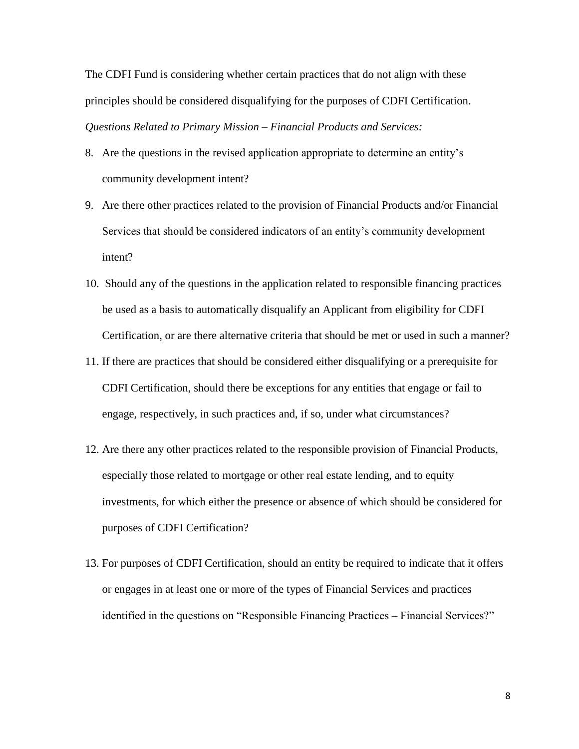The CDFI Fund is considering whether certain practices that do not align with these principles should be considered disqualifying for the purposes of CDFI Certification.

*Questions Related to Primary Mission – Financial Products and Services:*

8. Are the questions in the revised application appropriate to determine an entity's community development intent?
9. Are there other practices related to the provision of Financial Products and/or Financial Services that should be considered indicators of an entity's community development intent?
10. Should any of the questions in the application related to responsible financing practices be used as a basis to automatically disqualify an Applicant from eligibility for CDFI Certification, or are there alternative criteria that should be met or used in such a manner?
11. If there are practices that should be considered either disqualifying or a prerequisite for CDFI Certification, should there be exceptions for any entities that engage or fail to engage, respectively, in such practices and, if so, under what circumstances?
12. Are there any other practices related to the responsible provision of Financial Products, especially those related to mortgage or other real estate lending, and to equity investments, for which either the presence or absence of which should be considered for purposes of CDFI Certification?
13. For purposes of CDFI Certification, should an entity be required to indicate that it offers or engages in at least one or more of the types of Financial Services and practices identified in the questions on "Responsible Financing Practices – Financial Services?"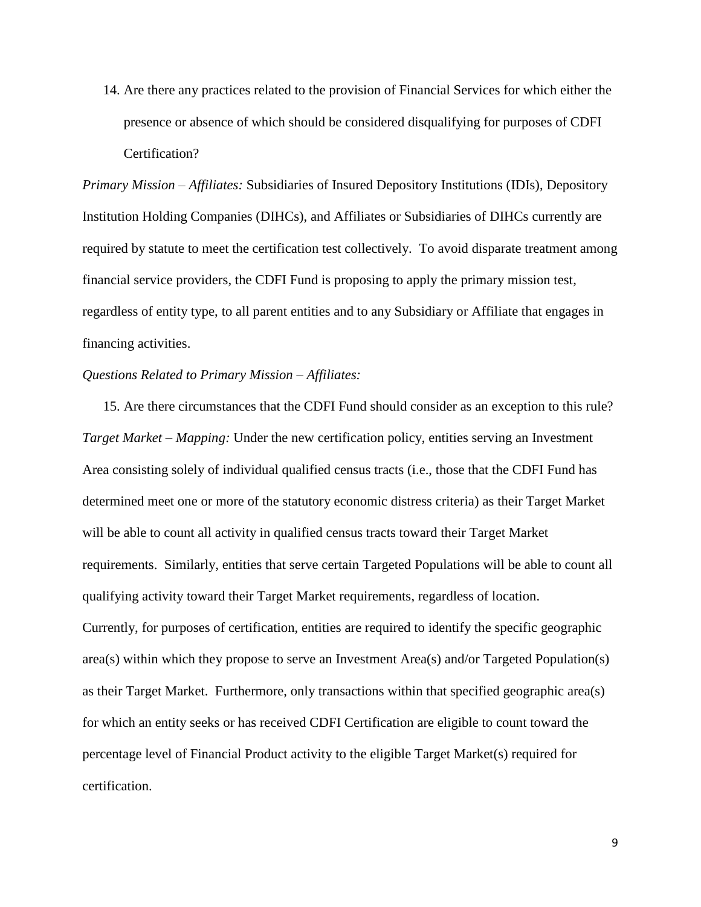14. Are there any practices related to the provision of Financial Services for which either the presence or absence of which should be considered disqualifying for purposes of CDFI Certification?

*Primary Mission – Affiliates:* Subsidiaries of Insured Depository Institutions (IDIs), Depository Institution Holding Companies (DIHCs), and Affiliates or Subsidiaries of DIHCs currently are required by statute to meet the certification test collectively. To avoid disparate treatment among financial service providers, the CDFI Fund is proposing to apply the primary mission test, regardless of entity type, to all parent entities and to any Subsidiary or Affiliate that engages in financing activities.

*Questions Related to Primary Mission – Affiliates:*

15. Are there circumstances that the CDFI Fund should consider as an exception to this rule?

*Target Market – Mapping:* Under the new certification policy, entities serving an Investment Area consisting solely of individual qualified census tracts (i.e., those that the CDFI Fund has determined meet one or more of the statutory economic distress criteria) as their Target Market will be able to count all activity in qualified census tracts toward their Target Market requirements. Similarly, entities that serve certain Targeted Populations will be able to count all qualifying activity toward their Target Market requirements, regardless of location.

Currently, for purposes of certification, entities are required to identify the specific geographic area(s) within which they propose to serve an Investment Area(s) and/or Targeted Population(s) as their Target Market. Furthermore, only transactions within that specified geographic area(s) for which an entity seeks or has received CDFI Certification are eligible to count toward the percentage level of Financial Product activity to the eligible Target Market(s) required for certification.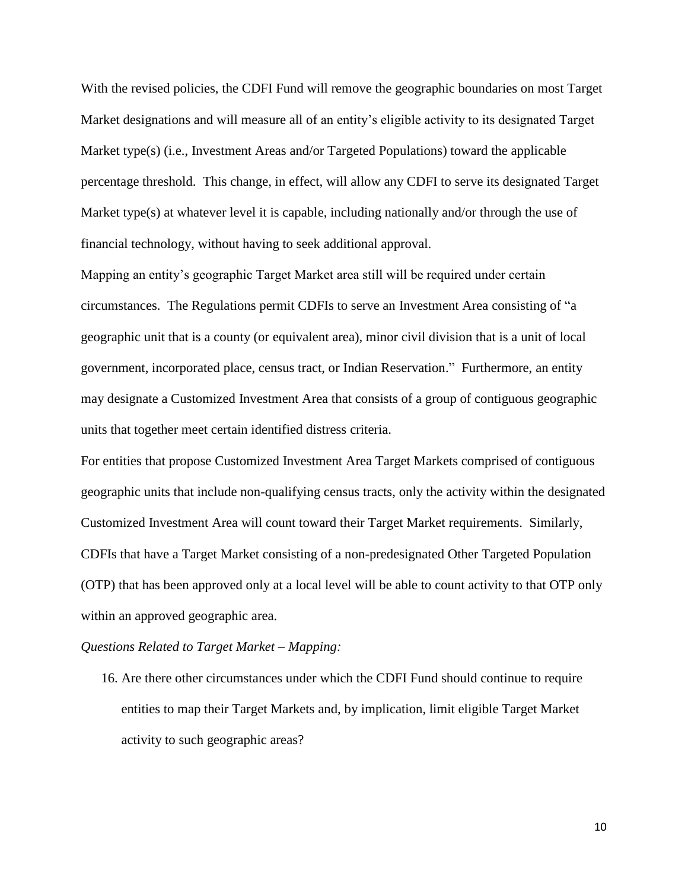With the revised policies, the CDFI Fund will remove the geographic boundaries on most Target Market designations and will measure all of an entity's eligible activity to its designated Target Market type(s) (i.e., Investment Areas and/or Targeted Populations) toward the applicable percentage threshold. This change, in effect, will allow any CDFI to serve its designated Target Market type(s) at whatever level it is capable, including nationally and/or through the use of financial technology, without having to seek additional approval.

Mapping an entity's geographic Target Market area still will be required under certain circumstances. The Regulations permit CDFIs to serve an Investment Area consisting of "a geographic unit that is a county (or equivalent area), minor civil division that is a unit of local government, incorporated place, census tract, or Indian Reservation." Furthermore, an entity may designate a Customized Investment Area that consists of a group of contiguous geographic units that together meet certain identified distress criteria.

For entities that propose Customized Investment Area Target Markets comprised of contiguous geographic units that include non-qualifying census tracts, only the activity within the designated Customized Investment Area will count toward their Target Market requirements. Similarly, CDFIs that have a Target Market consisting of a non-predesignated Other Targeted Population (OTP) that has been approved only at a local level will be able to count activity to that OTP only within an approved geographic area.

*Questions Related to Target Market – Mapping:*

16. Are there other circumstances under which the CDFI Fund should continue to require entities to map their Target Markets and, by implication, limit eligible Target Market activity to such geographic areas?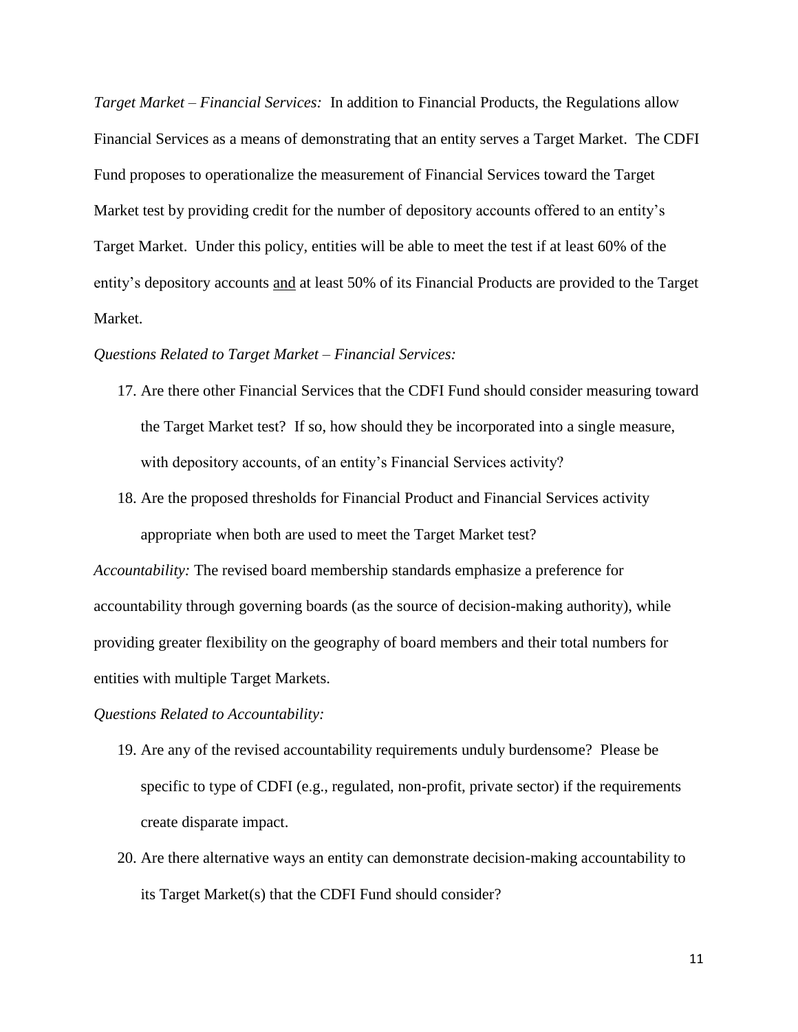*Target Market – Financial Services:* In addition to Financial Products, the Regulations allow Financial Services as a means of demonstrating that an entity serves a Target Market. The CDFI Fund proposes to operationalize the measurement of Financial Services toward the Target Market test by providing credit for the number of depository accounts offered to an entity's Target Market. Under this policy, entities will be able to meet the test if at least 60% of the entity's depository accounts <u>and</u> at least 50% of its Financial Products are provided to the Target Market.

*Questions Related to Target Market – Financial Services:*

17. Are there other Financial Services that the CDFI Fund should consider measuring toward the Target Market test? If so, how should they be incorporated into a single measure, with depository accounts, of an entity's Financial Services activity?
18. Are the proposed thresholds for Financial Product and Financial Services activity appropriate when both are used to meet the Target Market test?

*Accountability:* The revised board membership standards emphasize a preference for accountability through governing boards (as the source of decision-making authority), while providing greater flexibility on the geography of board members and their total numbers for entities with multiple Target Markets.

*Questions Related to Accountability:*

19. Are any of the revised accountability requirements unduly burdensome? Please be specific to type of CDFI (e.g., regulated, non-profit, private sector) if the requirements create disparate impact.
20. Are there alternative ways an entity can demonstrate decision-making accountability to its Target Market(s) that the CDFI Fund should consider?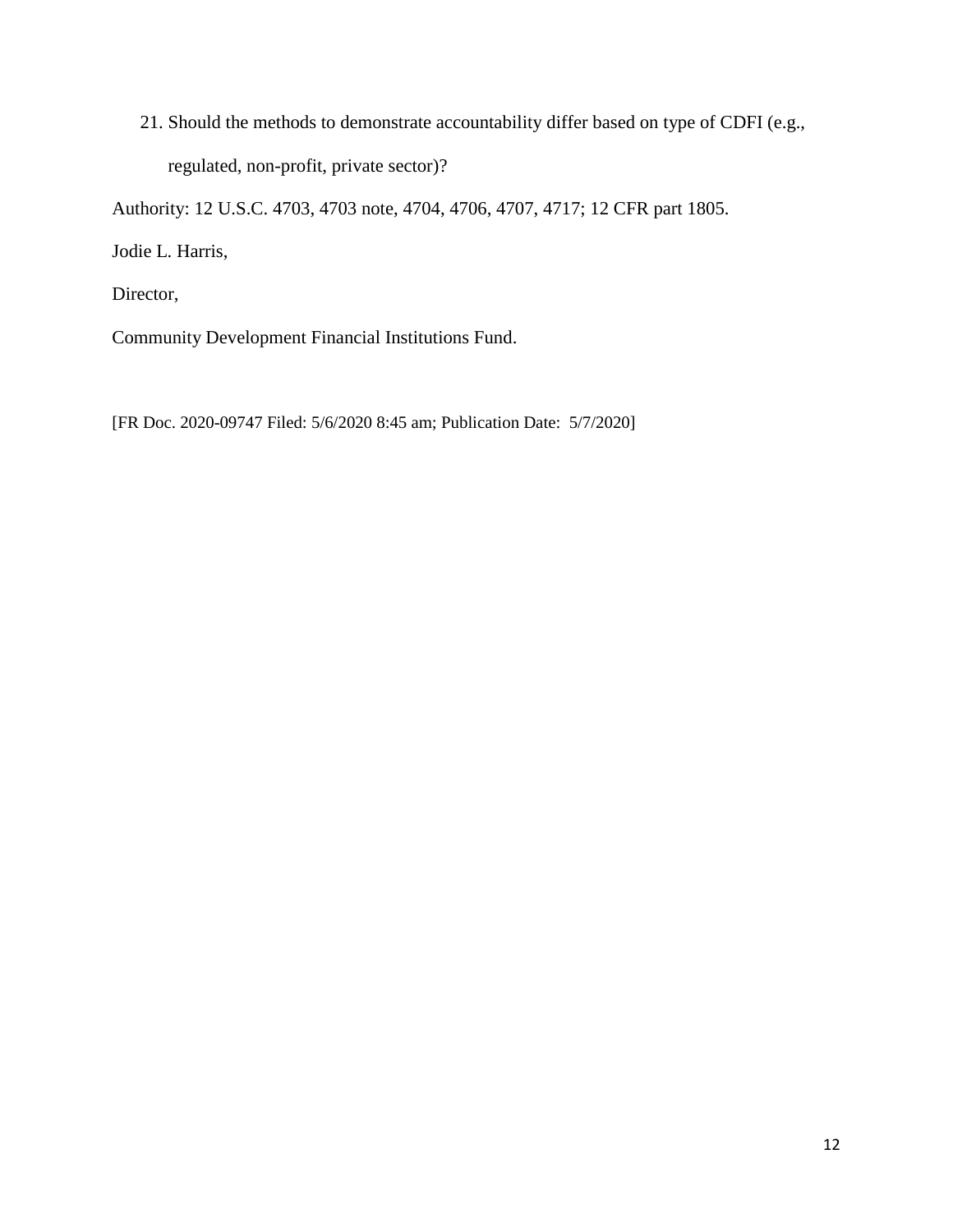21. Should the methods to demonstrate accountability differ based on type of CDFI (e.g., regulated, non-profit, private sector)?

Authority: 12 U.S.C. 4703, 4703 note, 4704, 4706, 4707, 4717; 12 CFR part 1805.

Jodie L. Harris,

Director,

Community Development Financial Institutions Fund.

[FR Doc. 2020-09747 Filed: 5/6/2020 8:45 am; Publication Date: 5/7/2020]